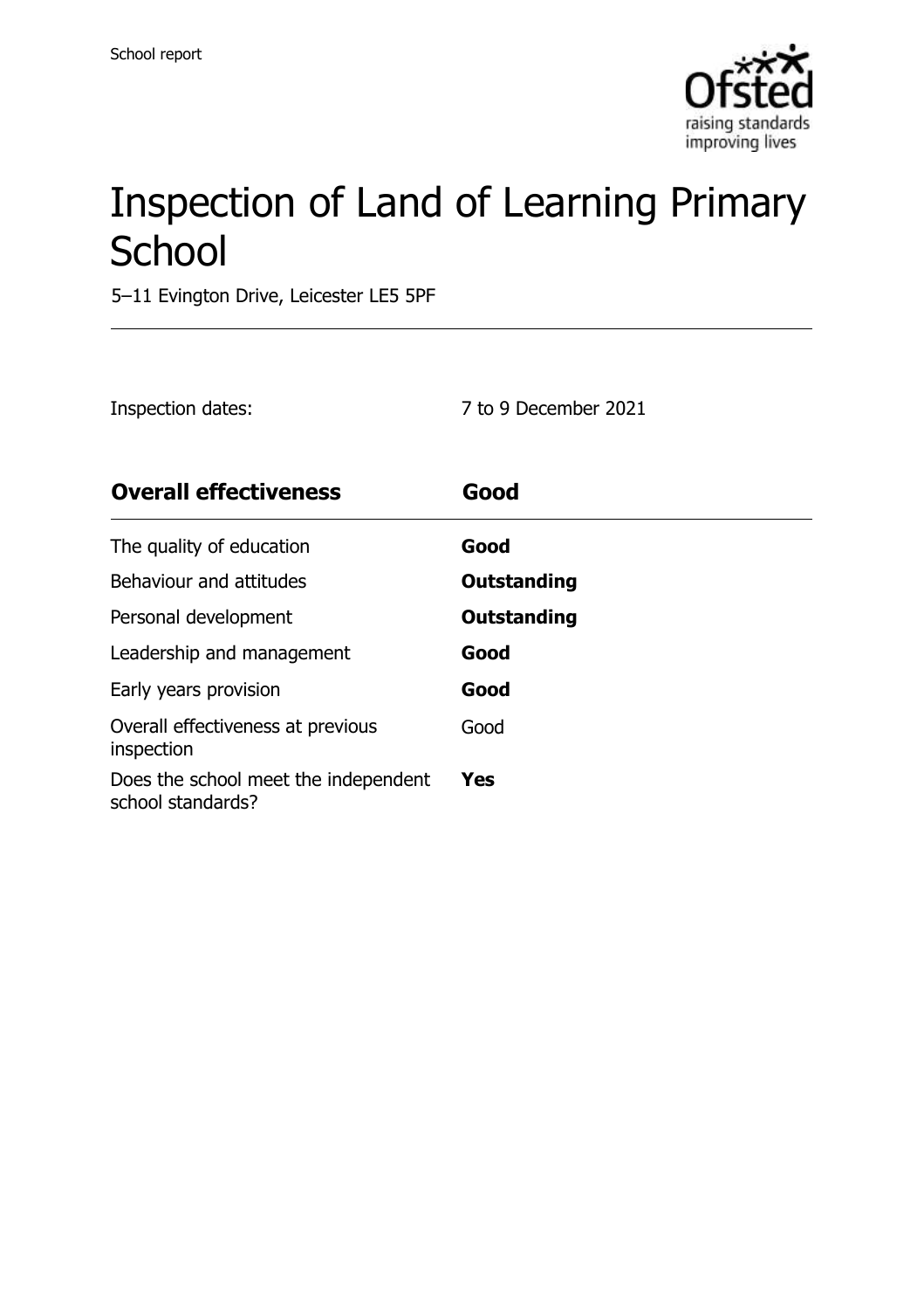School report

# Inspection of Land of Learning Primary School

5–11 Evington Drive, Leicester LE5 5PF

Inspection dates: 7 to 9 December 2021

| **Overall effectiveness** | **Good** |
|---|---|
| The quality of education | **Good** |
| Behaviour and attitudes | **Outstanding** |
| Personal development | **Outstanding** |
| Leadership and management | **Good** |
| Early years provision | **Good** |
| Overall effectiveness at previous inspection | Good |
| Does the school meet the independent school standards? | **Yes** |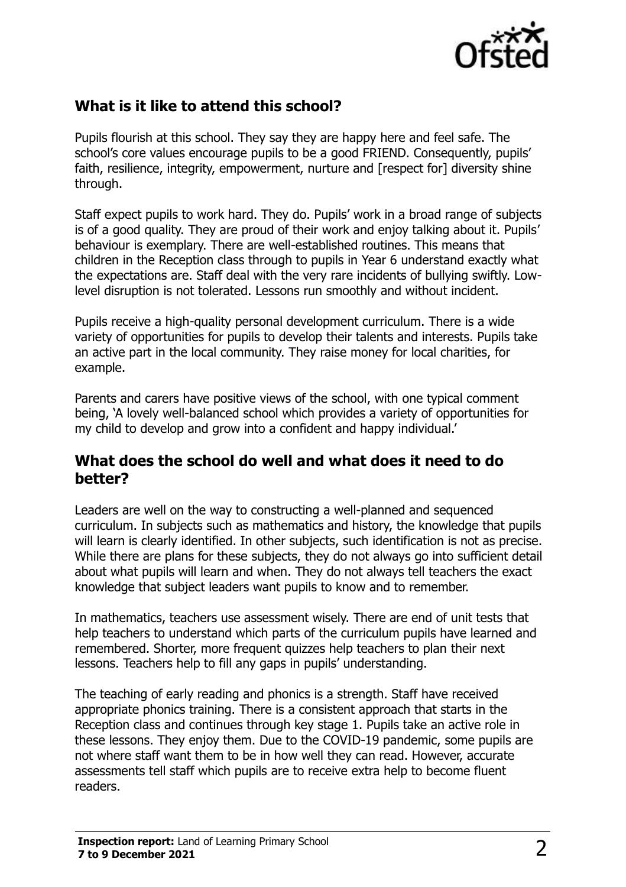## What is it like to attend this school?

Pupils flourish at this school. They say they are happy here and feel safe. The school's core values encourage pupils to be a good FRIEND. Consequently, pupils' faith, resilience, integrity, empowerment, nurture and [respect for] diversity shine through.

Staff expect pupils to work hard. They do. Pupils' work in a broad range of subjects is of a good quality. They are proud of their work and enjoy talking about it. Pupils' behaviour is exemplary. There are well-established routines. This means that children in the Reception class through to pupils in Year 6 understand exactly what the expectations are. Staff deal with the very rare incidents of bullying swiftly. Low-level disruption is not tolerated. Lessons run smoothly and without incident.

Pupils receive a high-quality personal development curriculum. There is a wide variety of opportunities for pupils to develop their talents and interests. Pupils take an active part in the local community. They raise money for local charities, for example.

Parents and carers have positive views of the school, with one typical comment being, 'A lovely well-balanced school which provides a variety of opportunities for my child to develop and grow into a confident and happy individual.'

## What does the school do well and what does it need to do better?

Leaders are well on the way to constructing a well-planned and sequenced curriculum. In subjects such as mathematics and history, the knowledge that pupils will learn is clearly identified. In other subjects, such identification is not as precise. While there are plans for these subjects, they do not always go into sufficient detail about what pupils will learn and when. They do not always tell teachers the exact knowledge that subject leaders want pupils to know and to remember.

In mathematics, teachers use assessment wisely. There are end of unit tests that help teachers to understand which parts of the curriculum pupils have learned and remembered. Shorter, more frequent quizzes help teachers to plan their next lessons. Teachers help to fill any gaps in pupils' understanding.

The teaching of early reading and phonics is a strength. Staff have received appropriate phonics training. There is a consistent approach that starts in the Reception class and continues through key stage 1. Pupils take an active role in these lessons. They enjoy them. Due to the COVID-19 pandemic, some pupils are not where staff want them to be in how well they can read. However, accurate assessments tell staff which pupils are to receive extra help to become fluent readers.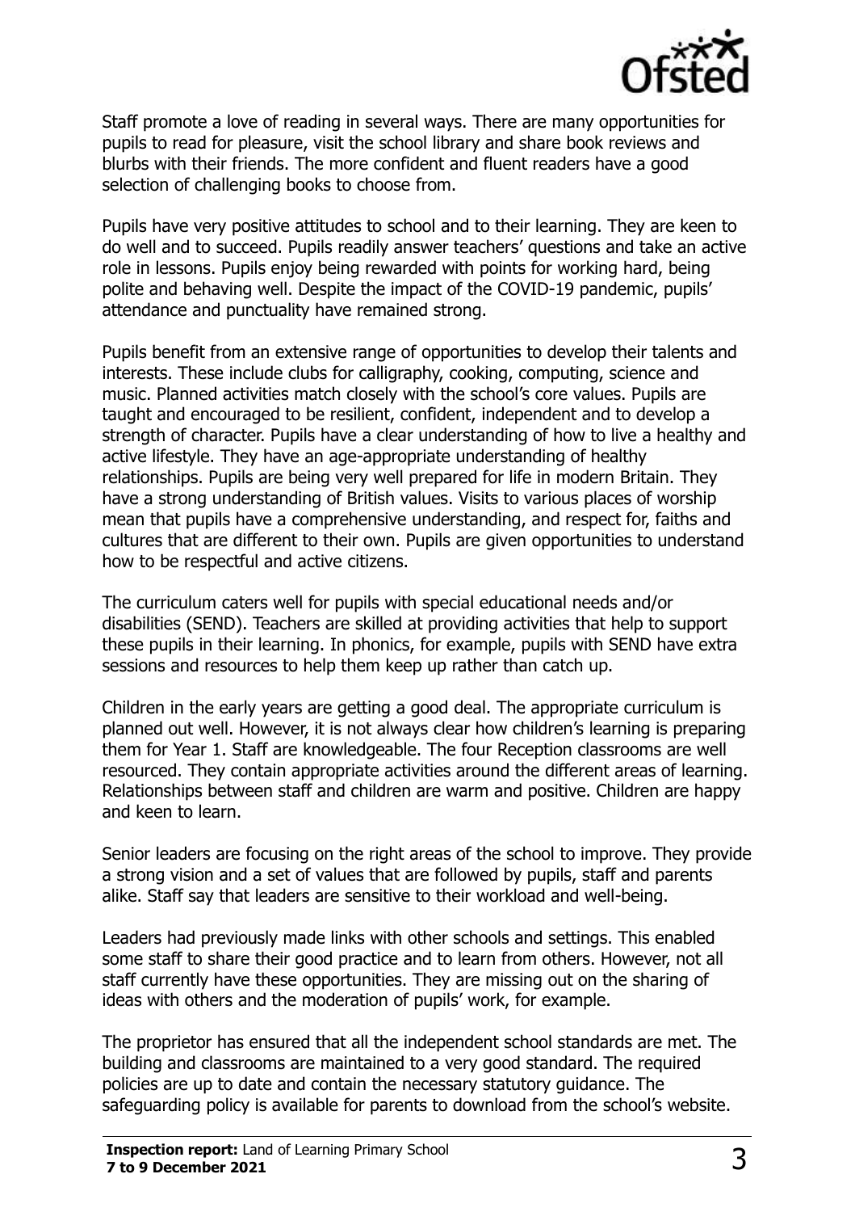Staff promote a love of reading in several ways. There are many opportunities for pupils to read for pleasure, visit the school library and share book reviews and blurbs with their friends. The more confident and fluent readers have a good selection of challenging books to choose from.

Pupils have very positive attitudes to school and to their learning. They are keen to do well and to succeed. Pupils readily answer teachers' questions and take an active role in lessons. Pupils enjoy being rewarded with points for working hard, being polite and behaving well. Despite the impact of the COVID-19 pandemic, pupils' attendance and punctuality have remained strong.

Pupils benefit from an extensive range of opportunities to develop their talents and interests. These include clubs for calligraphy, cooking, computing, science and music. Planned activities match closely with the school's core values. Pupils are taught and encouraged to be resilient, confident, independent and to develop a strength of character. Pupils have a clear understanding of how to live a healthy and active lifestyle. They have an age-appropriate understanding of healthy relationships. Pupils are being very well prepared for life in modern Britain. They have a strong understanding of British values. Visits to various places of worship mean that pupils have a comprehensive understanding, and respect for, faiths and cultures that are different to their own. Pupils are given opportunities to understand how to be respectful and active citizens.

The curriculum caters well for pupils with special educational needs and/or disabilities (SEND). Teachers are skilled at providing activities that help to support these pupils in their learning. In phonics, for example, pupils with SEND have extra sessions and resources to help them keep up rather than catch up.

Children in the early years are getting a good deal. The appropriate curriculum is planned out well. However, it is not always clear how children's learning is preparing them for Year 1. Staff are knowledgeable. The four Reception classrooms are well resourced. They contain appropriate activities around the different areas of learning. Relationships between staff and children are warm and positive. Children are happy and keen to learn.

Senior leaders are focusing on the right areas of the school to improve. They provide a strong vision and a set of values that are followed by pupils, staff and parents alike. Staff say that leaders are sensitive to their workload and well-being.

Leaders had previously made links with other schools and settings. This enabled some staff to share their good practice and to learn from others. However, not all staff currently have these opportunities. They are missing out on the sharing of ideas with others and the moderation of pupils' work, for example.

The proprietor has ensured that all the independent school standards are met. The building and classrooms are maintained to a very good standard. The required policies are up to date and contain the necessary statutory guidance. The safeguarding policy is available for parents to download from the school's website.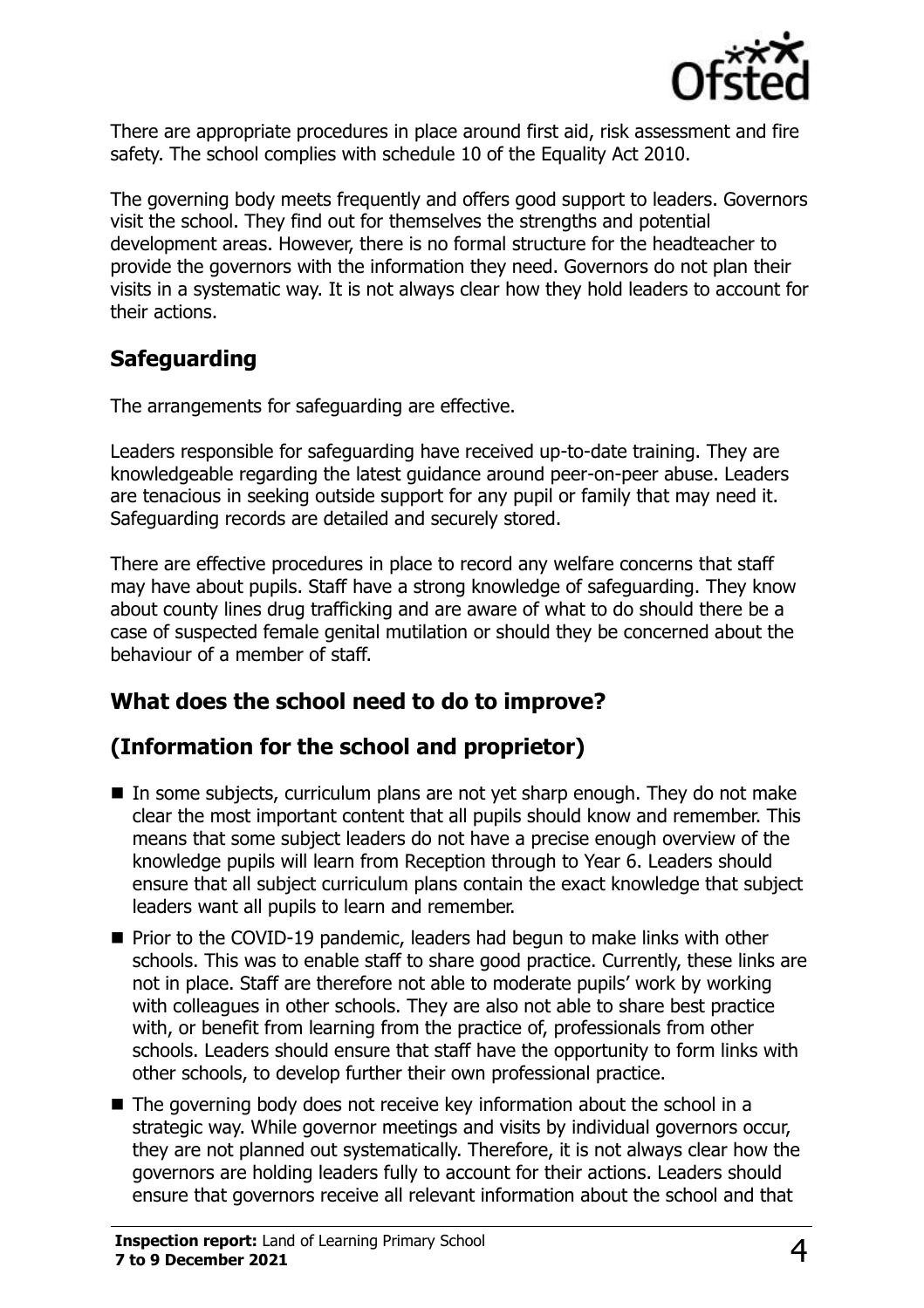There are appropriate procedures in place around first aid, risk assessment and fire safety. The school complies with schedule 10 of the Equality Act 2010.

The governing body meets frequently and offers good support to leaders. Governors visit the school. They find out for themselves the strengths and potential development areas. However, there is no formal structure for the headteacher to provide the governors with the information they need. Governors do not plan their visits in a systematic way. It is not always clear how they hold leaders to account for their actions.

## Safeguarding

The arrangements for safeguarding are effective.

Leaders responsible for safeguarding have received up-to-date training. They are knowledgeable regarding the latest guidance around peer-on-peer abuse. Leaders are tenacious in seeking outside support for any pupil or family that may need it. Safeguarding records are detailed and securely stored.

There are effective procedures in place to record any welfare concerns that staff may have about pupils. Staff have a strong knowledge of safeguarding. They know about county lines drug trafficking and are aware of what to do should there be a case of suspected female genital mutilation or should they be concerned about the behaviour of a member of staff.

## What does the school need to do to improve?

## (Information for the school and proprietor)

- In some subjects, curriculum plans are not yet sharp enough. They do not make clear the most important content that all pupils should know and remember. This means that some subject leaders do not have a precise enough overview of the knowledge pupils will learn from Reception through to Year 6. Leaders should ensure that all subject curriculum plans contain the exact knowledge that subject leaders want all pupils to learn and remember.
- Prior to the COVID-19 pandemic, leaders had begun to make links with other schools. This was to enable staff to share good practice. Currently, these links are not in place. Staff are therefore not able to moderate pupils' work by working with colleagues in other schools. They are also not able to share best practice with, or benefit from learning from the practice of, professionals from other schools. Leaders should ensure that staff have the opportunity to form links with other schools, to develop further their own professional practice.
- The governing body does not receive key information about the school in a strategic way. While governor meetings and visits by individual governors occur, they are not planned out systematically. Therefore, it is not always clear how the governors are holding leaders fully to account for their actions. Leaders should ensure that governors receive all relevant information about the school and that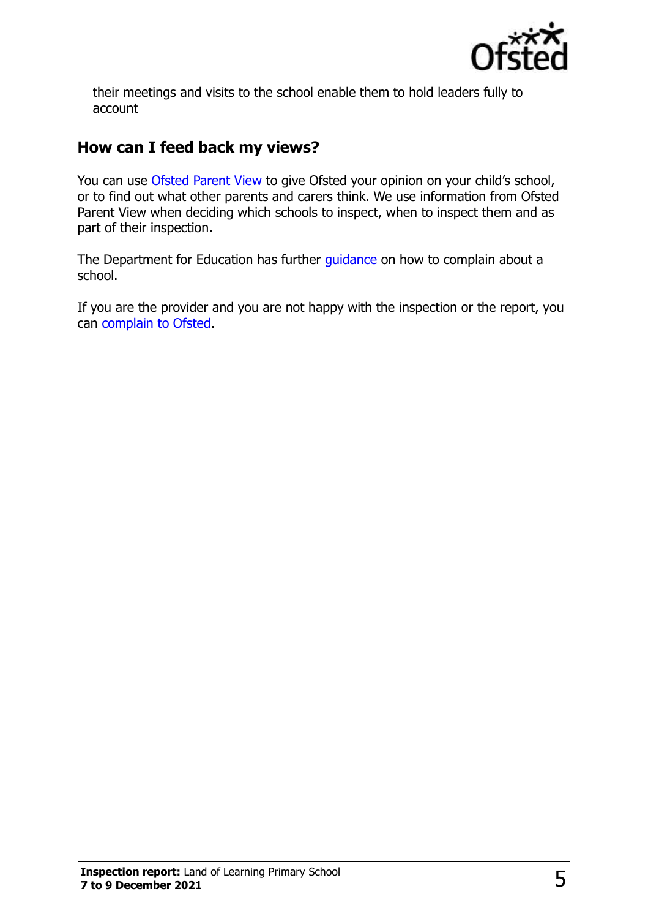their meetings and visits to the school enable them to hold leaders fully to account

## How can I feed back my views?

You can use Ofsted Parent View to give Ofsted your opinion on your child's school, or to find out what other parents and carers think. We use information from Ofsted Parent View when deciding which schools to inspect, when to inspect them and as part of their inspection.

The Department for Education has further guidance on how to complain about a school.

If you are the provider and you are not happy with the inspection or the report, you can complain to Ofsted.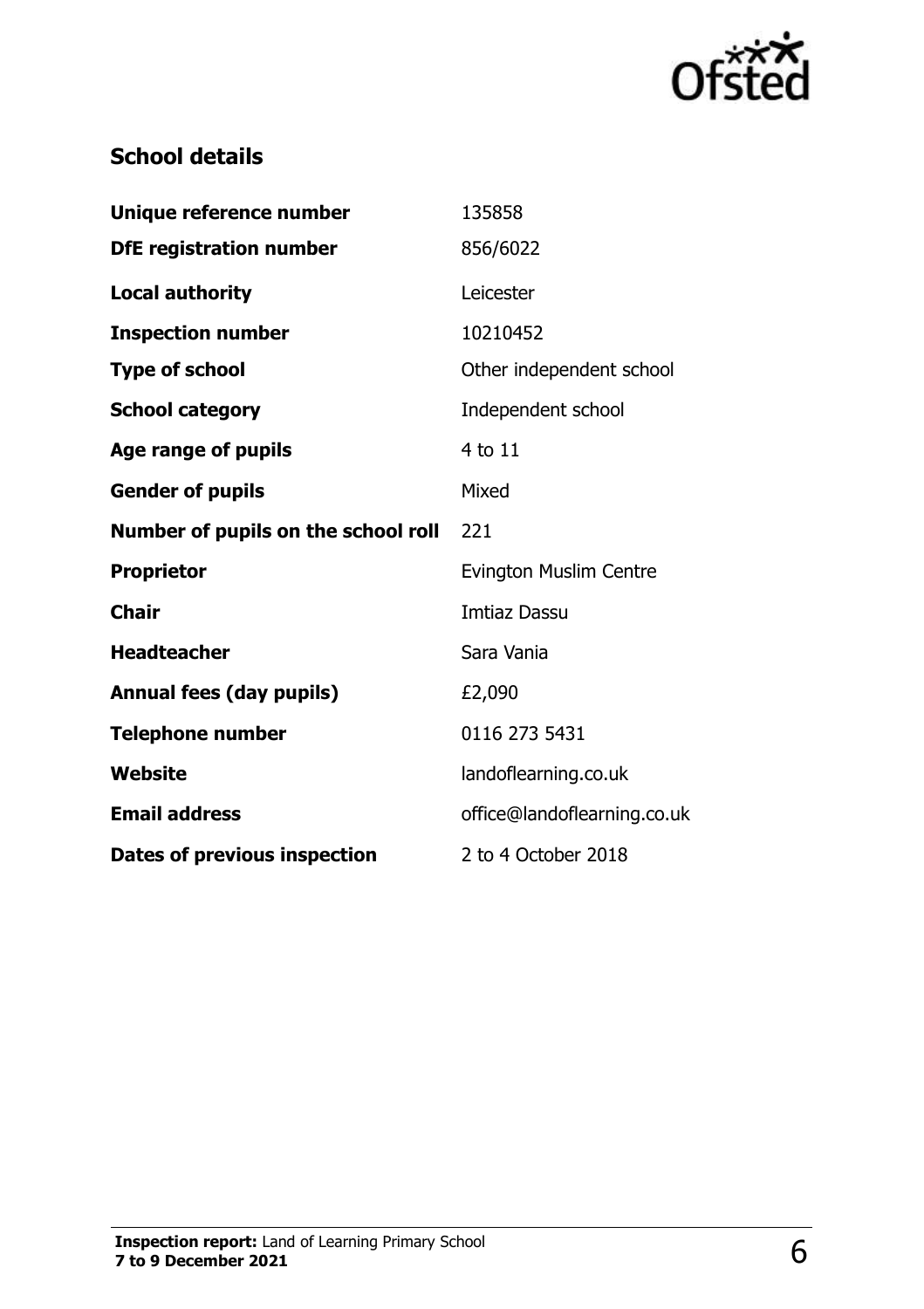## School details

| | |
|---|---|
| **Unique reference number** | 135858 |
| **DfE registration number** | 856/6022 |
| **Local authority** | Leicester |
| **Inspection number** | 10210452 |
| **Type of school** | Other independent school |
| **School category** | Independent school |
| **Age range of pupils** | 4 to 11 |
| **Gender of pupils** | Mixed |
| **Number of pupils on the school roll** | 221 |
| **Proprietor** | Evington Muslim Centre |
| **Chair** | Imtiaz Dassu |
| **Headteacher** | Sara Vania |
| **Annual fees (day pupils)** | £2,090 |
| **Telephone number** | 0116 273 5431 |
| **Website** | landoflearning.co.uk |
| **Email address** | office@landoflearning.co.uk |
| **Dates of previous inspection** | 2 to 4 October 2018 |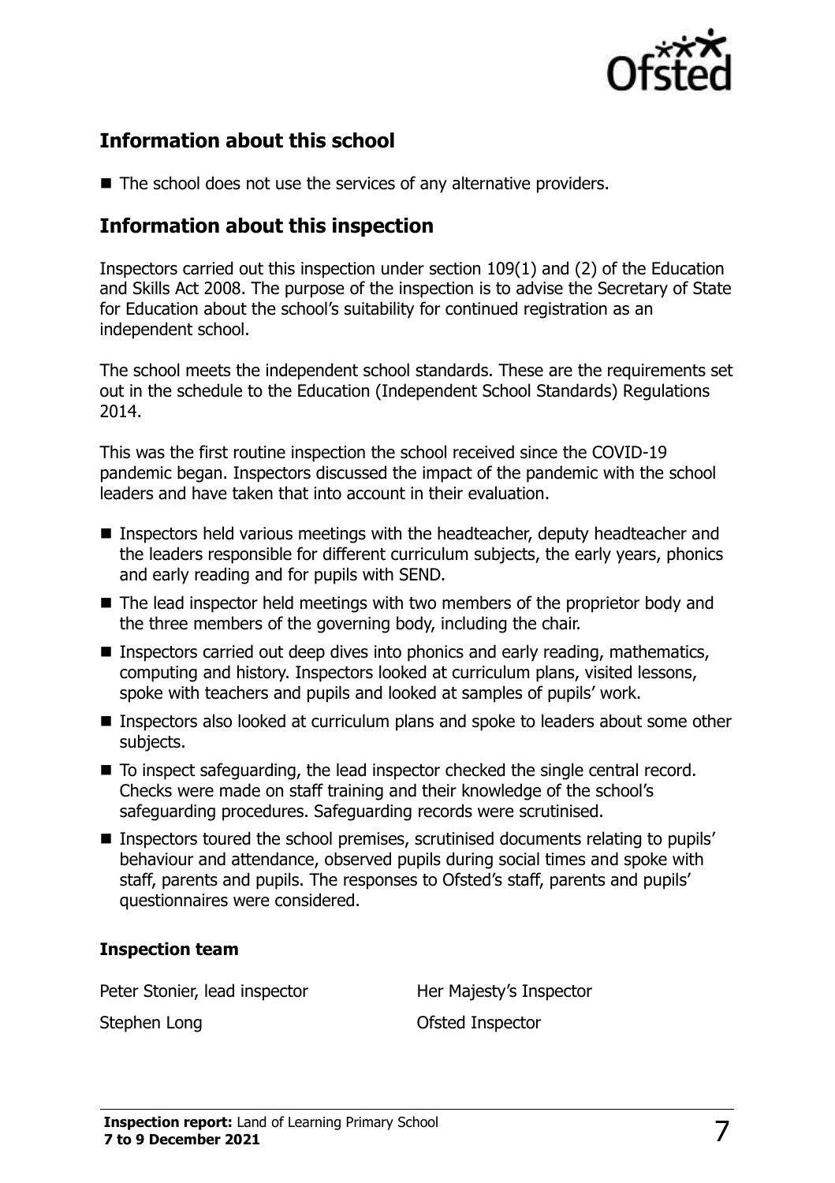## Information about this school

- The school does not use the services of any alternative providers.

## Information about this inspection

Inspectors carried out this inspection under section 109(1) and (2) of the Education and Skills Act 2008. The purpose of the inspection is to advise the Secretary of State for Education about the school's suitability for continued registration as an independent school.

The school meets the independent school standards. These are the requirements set out in the schedule to the Education (Independent School Standards) Regulations 2014.

This was the first routine inspection the school received since the COVID-19 pandemic began. Inspectors discussed the impact of the pandemic with the school leaders and have taken that into account in their evaluation.

- Inspectors held various meetings with the headteacher, deputy headteacher and the leaders responsible for different curriculum subjects, the early years, phonics and early reading and for pupils with SEND.
- The lead inspector held meetings with two members of the proprietor body and the three members of the governing body, including the chair.
- Inspectors carried out deep dives into phonics and early reading, mathematics, computing and history. Inspectors looked at curriculum plans, visited lessons, spoke with teachers and pupils and looked at samples of pupils' work.
- Inspectors also looked at curriculum plans and spoke to leaders about some other subjects.
- To inspect safeguarding, the lead inspector checked the single central record. Checks were made on staff training and their knowledge of the school's safeguarding procedures. Safeguarding records were scrutinised.
- Inspectors toured the school premises, scrutinised documents relating to pupils' behaviour and attendance, observed pupils during social times and spoke with staff, parents and pupils. The responses to Ofsted's staff, parents and pupils' questionnaires were considered.

### Inspection team

| | |
|---|---|
| Peter Stonier, lead inspector | Her Majesty's Inspector |
| Stephen Long | Ofsted Inspector |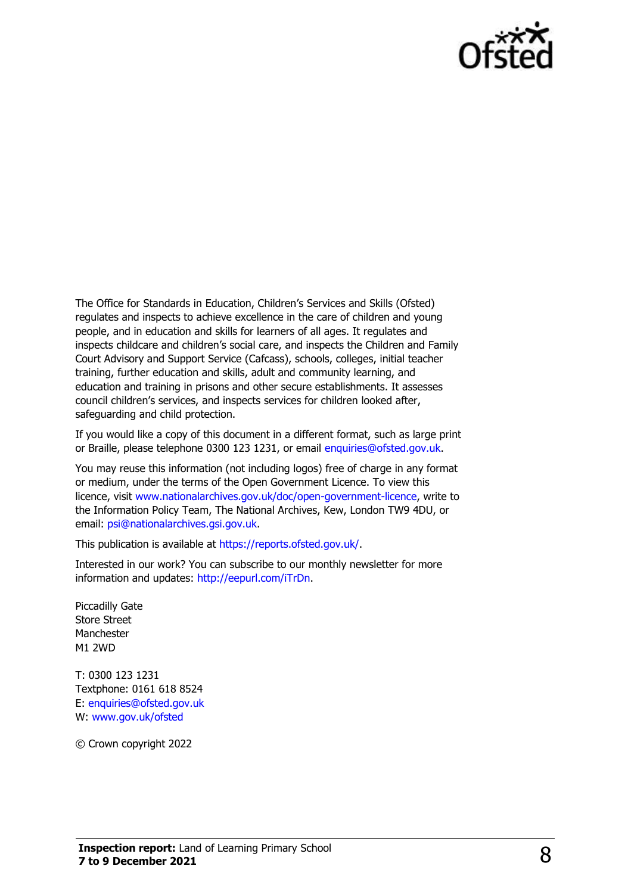The Office for Standards in Education, Children's Services and Skills (Ofsted) regulates and inspects to achieve excellence in the care of children and young people, and in education and skills for learners of all ages. It regulates and inspects childcare and children's social care, and inspects the Children and Family Court Advisory and Support Service (Cafcass), schools, colleges, initial teacher training, further education and skills, adult and community learning, and education and training in prisons and other secure establishments. It assesses council children's services, and inspects services for children looked after, safeguarding and child protection.

If you would like a copy of this document in a different format, such as large print or Braille, please telephone 0300 123 1231, or email enquiries@ofsted.gov.uk.

You may reuse this information (not including logos) free of charge in any format or medium, under the terms of the Open Government Licence. To view this licence, visit www.nationalarchives.gov.uk/doc/open-government-licence, write to the Information Policy Team, The National Archives, Kew, London TW9 4DU, or email: psi@nationalarchives.gsi.gov.uk.

This publication is available at https://reports.ofsted.gov.uk/.

Interested in our work? You can subscribe to our monthly newsletter for more information and updates: http://eepurl.com/iTrDn.

Piccadilly Gate
Store Street
Manchester
M1 2WD

T: 0300 123 1231
Textphone: 0161 618 8524
E: enquiries@ofsted.gov.uk
W: www.gov.uk/ofsted

© Crown copyright 2022